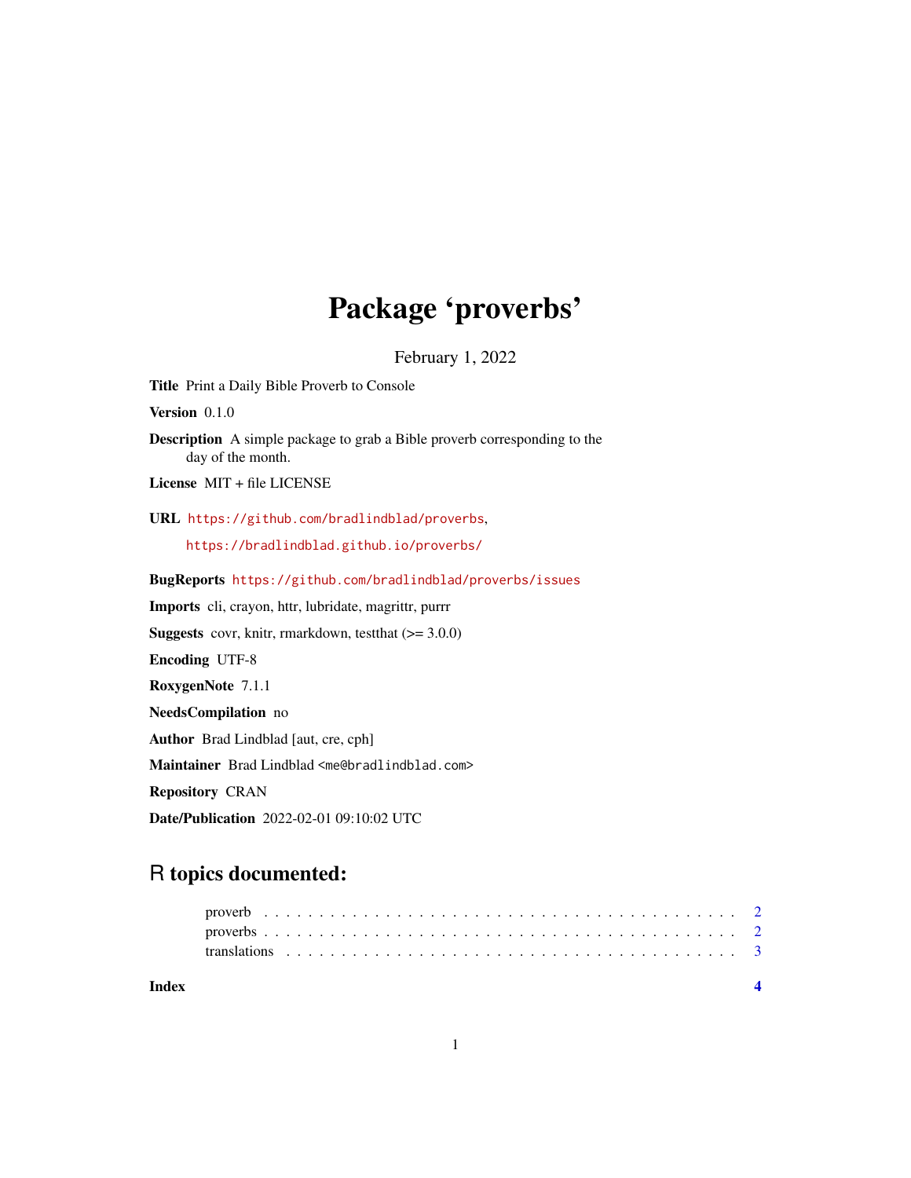# Package 'proverbs'

February 1, 2022

**Title** Print a Daily Bible Proverb to Console

**Version** 0.1.0

**Description** A simple package to grab a Bible proverb corresponding to the day of the month.

**License** MIT + file LICENSE

**URL** https://github.com/bradlindblad/proverbs,
https://bradlindblad.github.io/proverbs/

**BugReports** https://github.com/bradlindblad/proverbs/issues

**Imports** cli, crayon, httr, lubridate, magrittr, purrr

**Suggests** covr, knitr, rmarkdown, testthat (>= 3.0.0)

**Encoding** UTF-8

**RoxygenNote** 7.1.1

**NeedsCompilation** no

**Author** Brad Lindblad [aut, cre, cph]

**Maintainer** Brad Lindblad <me@bradlindblad.com>

**Repository** CRAN

**Date/Publication** 2022-02-01 09:10:02 UTC

## R topics documented:

proverb . . . . . . . . . . . . . . . . . . . . . . . . . . . . . . . . . . . . . . . . . . 2
proverbs . . . . . . . . . . . . . . . . . . . . . . . . . . . . . . . . . . . . . . . . . . 2
translations . . . . . . . . . . . . . . . . . . . . . . . . . . . . . . . . . . . . . . . . 3

**Index** **4**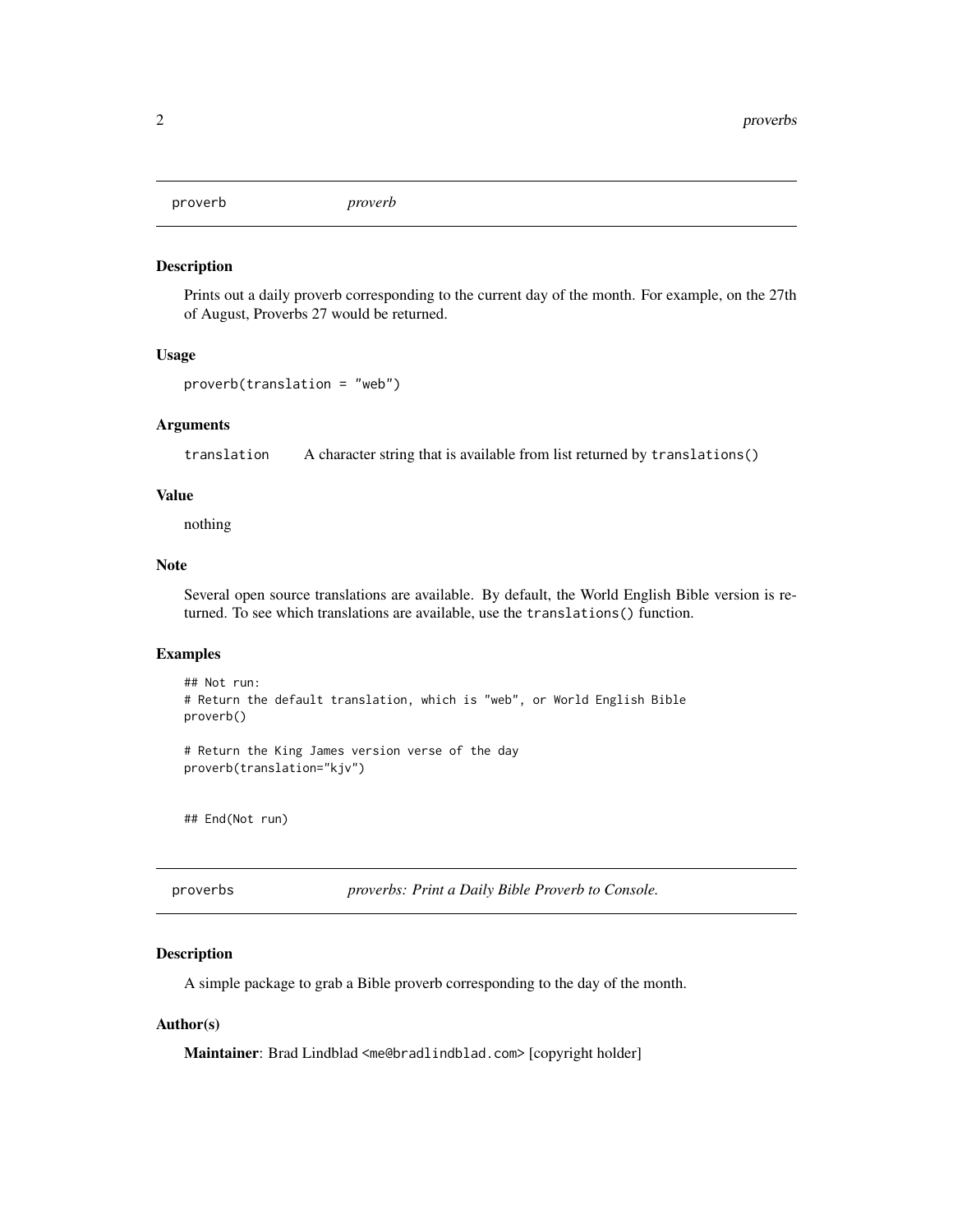## proverb *proverb*

### Description

Prints out a daily proverb corresponding to the current day of the month. For example, on the 27th of August, Proverbs 27 would be returned.

### Usage

```
proverb(translation = "web")
```

### Arguments

| | |
|---|---|
| translation | A character string that is available from list returned by `translations()` |

### Value

nothing

### Note

Several open source translations are available. By default, the World English Bible version is returned. To see which translations are available, use the `translations()` function.

### Examples

```
## Not run:
# Return the default translation, which is "web", or World English Bible
proverb()

# Return the King James version verse of the day
proverb(translation="kjv")


## End(Not run)
```

## proverbs *proverbs: Print a Daily Bible Proverb to Console.*

### Description

A simple package to grab a Bible proverb corresponding to the day of the month.

### Author(s)

**Maintainer**: Brad Lindblad <me@bradlindblad.com> [copyright holder]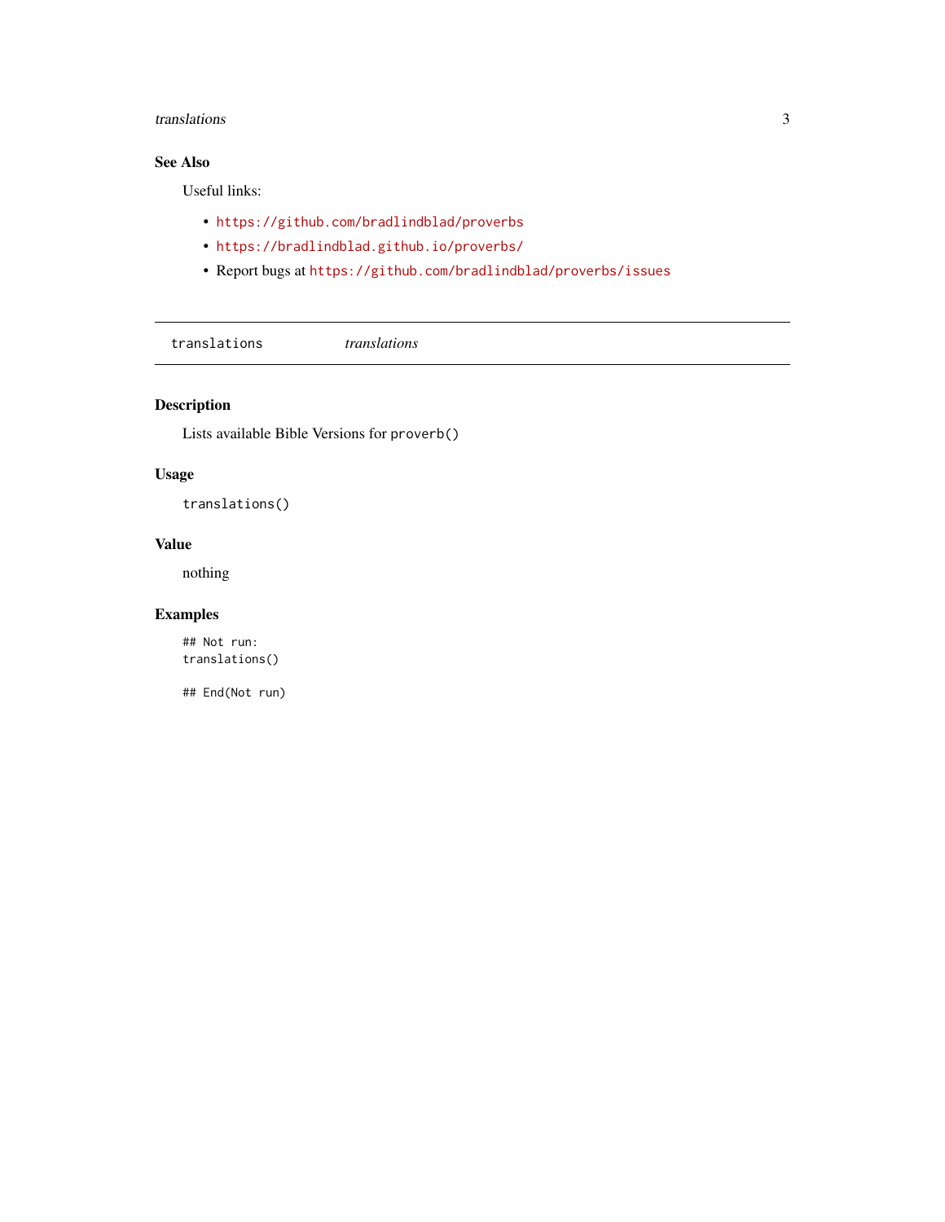### See Also

Useful links:

- https://github.com/bradlindblad/proverbs
- https://bradlindblad.github.io/proverbs/
- Report bugs at https://github.com/bradlindblad/proverbs/issues

---

## translations *translations*

---

### Description

Lists available Bible Versions for `proverb()`

### Usage

```
translations()
```

### Value

nothing

### Examples

```
## Not run:
translations()

## End(Not run)
```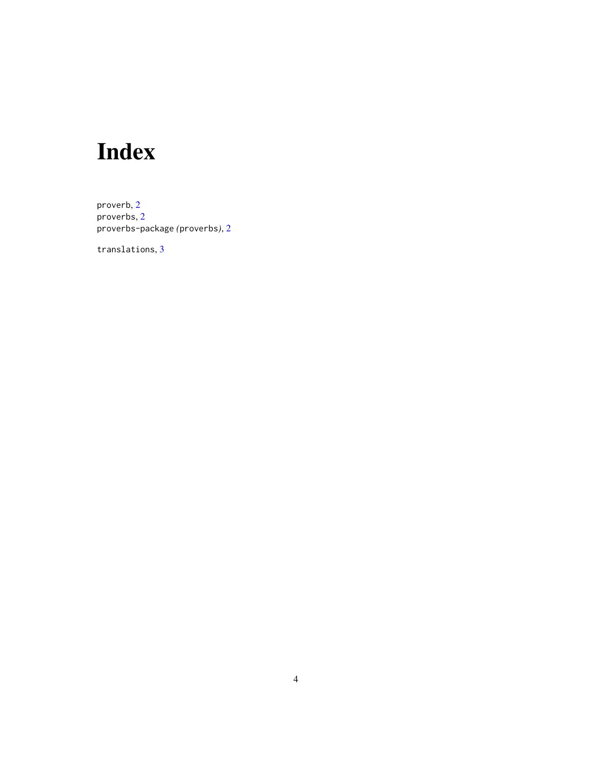# Index

proverb, 2
proverbs, 2
proverbs-package (proverbs), 2

translations, 3